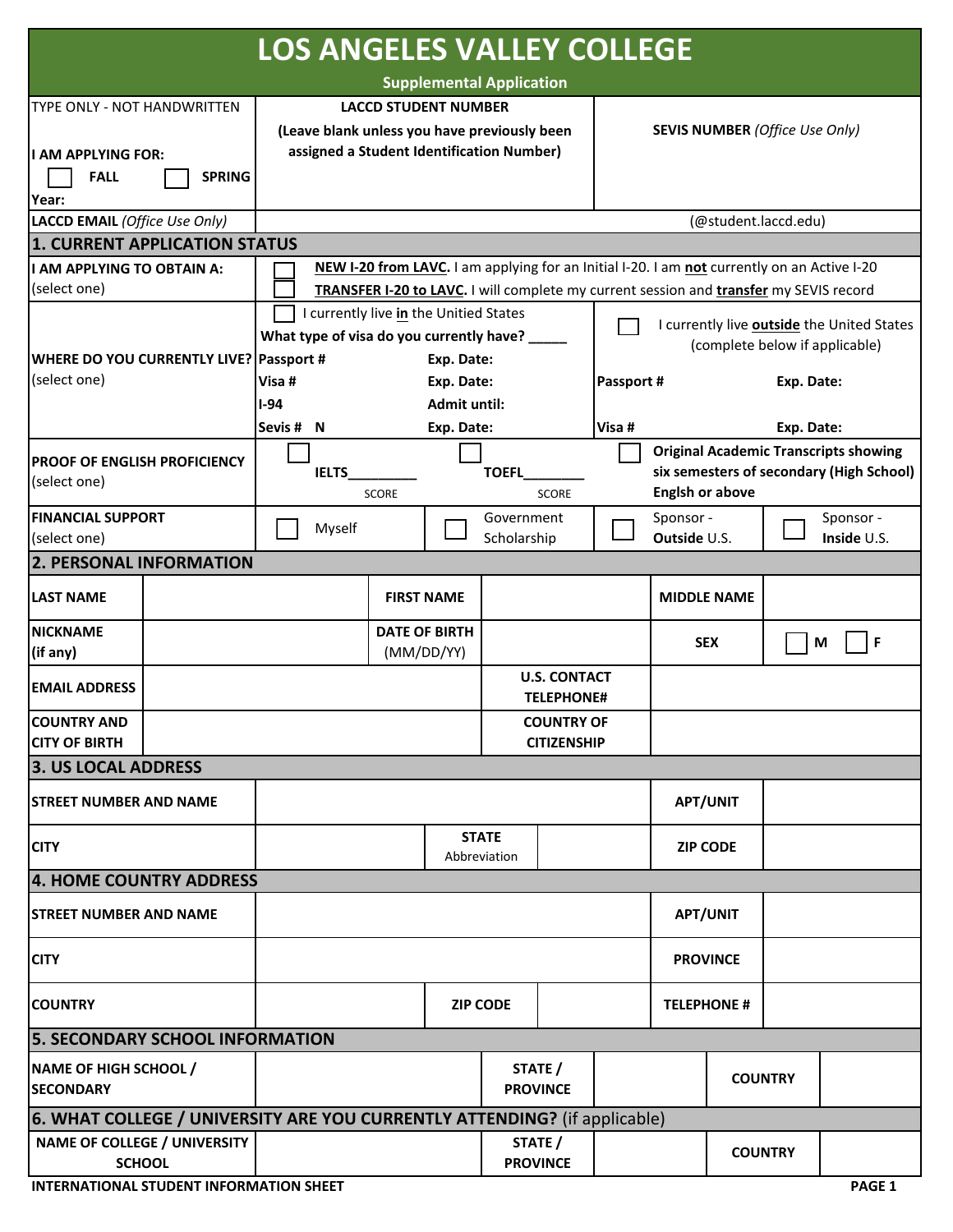# LOS ANGELES VALLEY COLLEGE

## Supplemental Application

| TYPE ONLY - NOT HANDWRITTEN<br>**I AM APPLYING FOR:**<br>☐ **FALL** ☐ **SPRING**<br>**Year:** | **LACCD STUDENT NUMBER**<br>**(Leave blank unless you have previously been assigned a Student Identification Number)** | **SEVIS NUMBER** *(Office Use Only)* |
|---|---|---|
| **LACCD EMAIL** *(Office Use Only)* | (@student.laccd.edu) | |

## 1. CURRENT APPLICATION STATUS

| | |
|---|---|
| **I AM APPLYING TO OBTAIN A:**<br>(select one) | ☐ **NEW I-20 from LAVC.** I am applying for an Initial I-20. I am **not** currently on an Active I-20<br>☐ **TRANSFER I-20 to LAVC.** I will complete my current session and **transfer** my SEVIS record |

| | | |
|---|---|---|
| **WHERE DO YOU CURRENTLY LIVE?**<br>(select one) | ☐ I currently live **in** the Unitied States<br>**What type of visa do you currently have?** _____<br>**Passport #** **Exp. Date:**<br>**Visa #** **Exp. Date:**<br>**I-94** **Admit until:**<br>**Sevis # N** **Exp. Date:** | ☐ I currently live **outside** the United States (complete below if applicable)<br>**Passport #** **Exp. Date:**<br>**Visa #** **Exp. Date:** |

| | | | |
|---|---|---|---|
| **PROOF OF ENGLISH PROFICIENCY**<br>(select one) | ☐ **IELTS**_________<br>SCORE | ☐ **TOEFL**________<br>SCORE | ☐ **Original Academic Transcripts showing six semesters of secondary (High School) Englsh or above** |

| | | | | |
|---|---|---|---|---|
| **FINANCIAL SUPPORT**<br>(select one) | ☐ Myself | ☐ Government Scholarship | ☐ Sponsor - **Outside** U.S. | ☐ Sponsor - **Inside** U.S. |

## 2. PERSONAL INFORMATION

| | | | | | |
|---|---|---|---|---|---|
| **LAST NAME** | | **FIRST NAME** | | **MIDDLE NAME** | |
| **NICKNAME (if any)** | | **DATE OF BIRTH** (MM/DD/YY) | | **SEX** | ☐ **M** ☐ **F** |
| **EMAIL ADDRESS** | | **U.S. CONTACT TELEPHONE#** | | | |
| **COUNTRY AND CITY OF BIRTH** | | **COUNTRY OF CITIZENSHIP** | | | |

## 3. US LOCAL ADDRESS

| | | | | | |
|---|---|---|---|---|---|
| **STREET NUMBER AND NAME** | | | | **APT/UNIT** | |
| **CITY** | | **STATE** Abbreviation | | **ZIP CODE** | |

## 4. HOME COUNTRY ADDRESS

| | | | | | |
|---|---|---|---|---|---|
| **STREET NUMBER AND NAME** | | | | **APT/UNIT** | |
| **CITY** | | | | **PROVINCE** | |
| **COUNTRY** | | **ZIP CODE** | | **TELEPHONE #** | |

## 5. SECONDARY SCHOOL INFORMATION

| | | | | | |
|---|---|---|---|---|---|
| **NAME OF HIGH SCHOOL / SECONDARY** | | **STATE / PROVINCE** | | **COUNTRY** | |

## 6. WHAT COLLEGE / UNIVERSITY ARE YOU CURRENTLY ATTENDING? (if applicable)

| | | | | | |
|---|---|---|---|---|---|
| **NAME OF COLLEGE / UNIVERSITY SCHOOL** | | **STATE / PROVINCE** | | **COUNTRY** | |

**INTERNATIONAL STUDENT INFORMATION SHEET**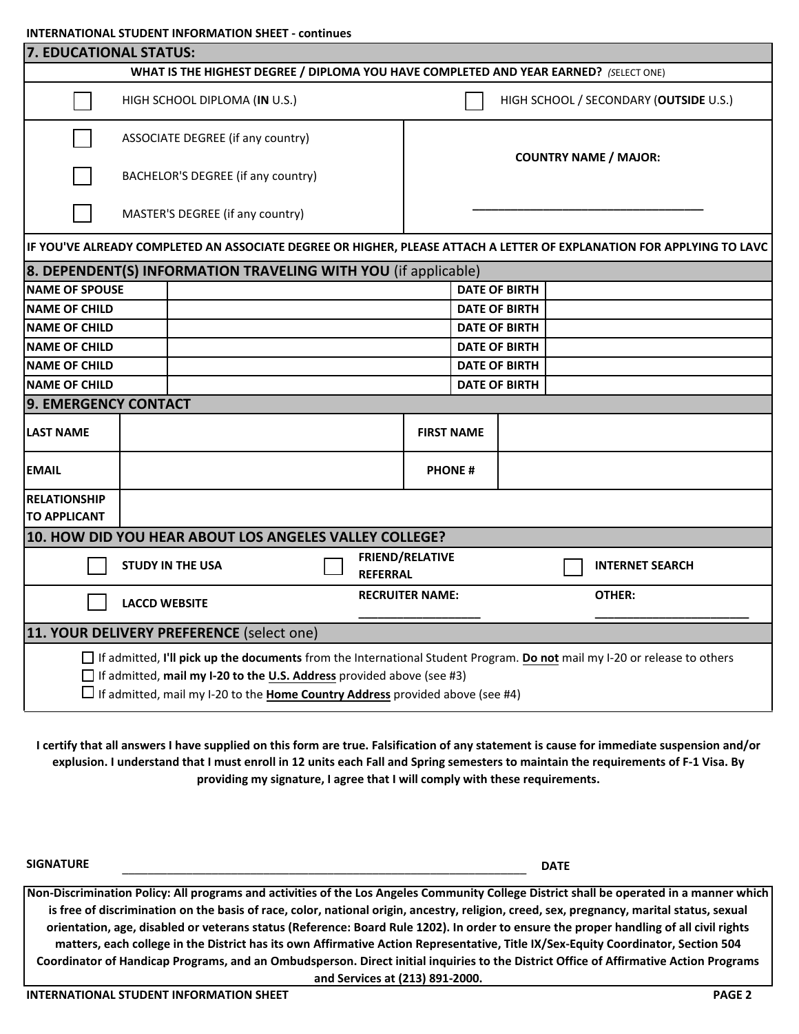**INTERNATIONAL STUDENT INFORMATION SHEET - continues**

## 7. EDUCATIONAL STATUS:

**WHAT IS THE HIGHEST DEGREE / DIPLOMA YOU HAVE COMPLETED AND YEAR EARNED?** *(SELECT ONE)*

☐ HIGH SCHOOL DIPLOMA (**IN** U.S.)

☐ HIGH SCHOOL / SECONDARY (**OUTSIDE** U.S.)

☐ ASSOCIATE DEGREE (if any country)

☐ BACHELOR'S DEGREE (if any country)

☐ MASTER'S DEGREE (if any country)

**COUNTRY NAME / MAJOR:** ______________________________

**IF YOU'VE ALREADY COMPLETED AN ASSOCIATE DEGREE OR HIGHER, PLEASE ATTACH A LETTER OF EXPLANATION FOR APPLYING TO LAVC**

## 8. DEPENDENT(S) INFORMATION TRAVELING WITH YOU (if applicable)

| | | | |
|---|---|---|---|
| **NAME OF SPOUSE** | | **DATE OF BIRTH** | |
| **NAME OF CHILD** | | **DATE OF BIRTH** | |
| **NAME OF CHILD** | | **DATE OF BIRTH** | |
| **NAME OF CHILD** | | **DATE OF BIRTH** | |
| **NAME OF CHILD** | | **DATE OF BIRTH** | |
| **NAME OF CHILD** | | **DATE OF BIRTH** | |

## 9. EMERGENCY CONTACT

| | | | |
|---|---|---|---|
| **LAST NAME** | | **FIRST NAME** | |
| **EMAIL** | | **PHONE #** | |
| **RELATIONSHIP TO APPLICANT** | | | |

## 10. HOW DID YOU HEAR ABOUT LOS ANGELES VALLEY COLLEGE?

☐ **STUDY IN THE USA**

☐ **FRIEND/RELATIVE REFERRAL**

☐ **INTERNET SEARCH**

☐ **LACCD WEBSITE**

**RECRUITER NAME:** ____________________

**OTHER:** ________________________

## 11. YOUR DELIVERY PREFERENCE (select one)

☐ If admitted, **I'll pick up the documents** from the International Student Program. **Do not** mail my I-20 or release to others

☐ If admitted, **mail my I-20 to the U.S. Address** provided above (see #3)

☐ If admitted, mail my I-20 to the **Home Country Address** provided above (see #4)

**I certify that all answers I have supplied on this form are true. Falsification of any statement is cause for immediate suspension and/or explusion. I understand that I must enroll in 12 units each Fall and Spring semesters to maintain the requirements of F-1 Visa. By providing my signature, I agree that I will comply with these requirements.**

**SIGNATURE** ______________________________________________ **DATE**

**Non-Discrimination Policy: All programs and activities of the Los Angeles Community College District shall be operated in a manner which is free of discrimination on the basis of race, color, national origin, ancestry, religion, creed, sex, pregnancy, marital status, sexual orientation, age, disabled or veterans status (Reference: Board Rule 1202). In order to ensure the proper handling of all civil rights matters, each college in the District has its own Affirmative Action Representative, Title IX/Sex-Equity Coordinator, Section 504 Coordinator of Handicap Programs, and an Ombudsperson. Direct initial inquiries to the District Office of Affirmative Action Programs and Services at (213) 891-2000.**